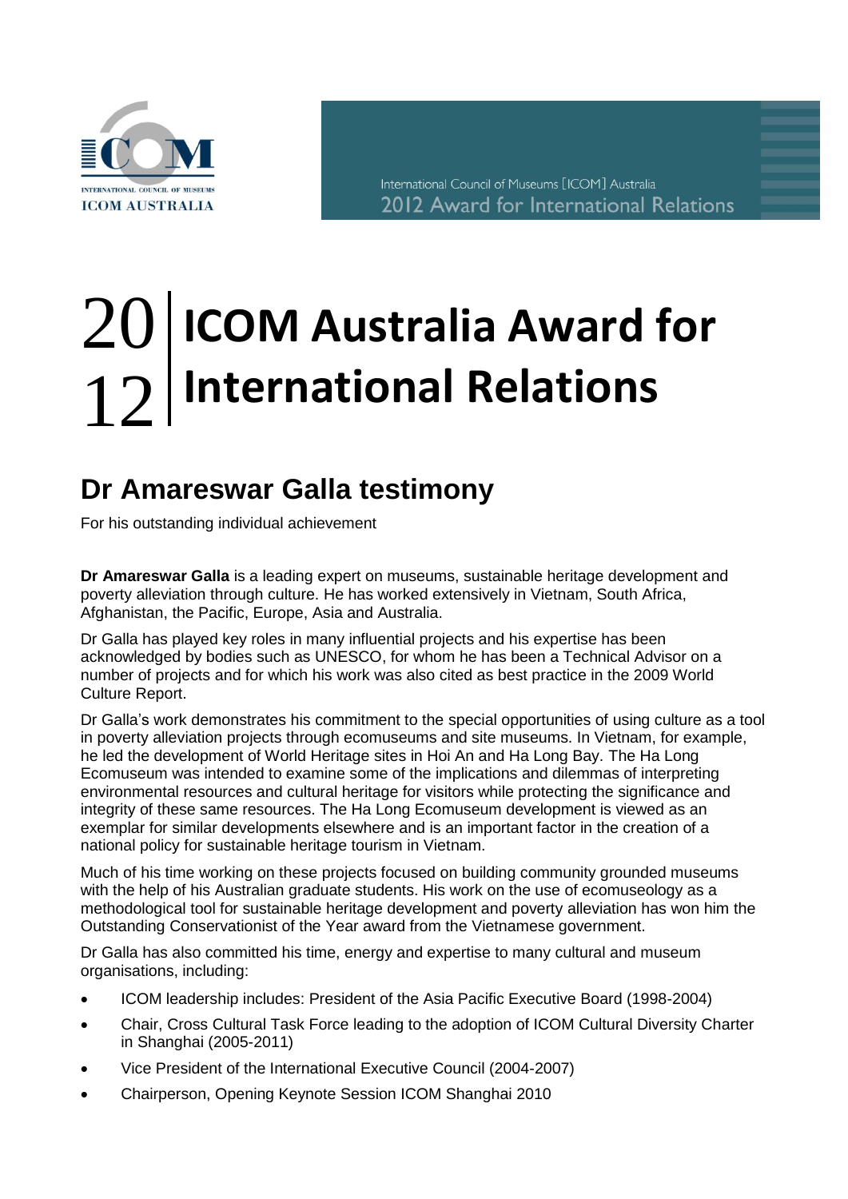# 2012 ICOM Australia Award for International Relations

## Dr Amareswar Galla testimony

For his outstanding individual achievement

**Dr Amareswar Galla** is a leading expert on museums, sustainable heritage development and poverty alleviation through culture. He has worked extensively in Vietnam, South Africa, Afghanistan, the Pacific, Europe, Asia and Australia.

Dr Galla has played key roles in many influential projects and his expertise has been acknowledged by bodies such as UNESCO, for whom he has been a Technical Advisor on a number of projects and for which his work was also cited as best practice in the 2009 World Culture Report.

Dr Galla's work demonstrates his commitment to the special opportunities of using culture as a tool in poverty alleviation projects through ecomuseums and site museums. In Vietnam, for example, he led the development of World Heritage sites in Hoi An and Ha Long Bay. The Ha Long Ecomuseum was intended to examine some of the implications and dilemmas of interpreting environmental resources and cultural heritage for visitors while protecting the significance and integrity of these same resources. The Ha Long Ecomuseum development is viewed as an exemplar for similar developments elsewhere and is an important factor in the creation of a national policy for sustainable heritage tourism in Vietnam.

Much of his time working on these projects focused on building community grounded museums with the help of his Australian graduate students. His work on the use of ecomuseology as a methodological tool for sustainable heritage development and poverty alleviation has won him the Outstanding Conservationist of the Year award from the Vietnamese government.

Dr Galla has also committed his time, energy and expertise to many cultural and museum organisations, including:

- ICOM leadership includes: President of the Asia Pacific Executive Board (1998-2004)
- Chair, Cross Cultural Task Force leading to the adoption of ICOM Cultural Diversity Charter in Shanghai (2005-2011)
- Vice President of the International Executive Council (2004-2007)
- Chairperson, Opening Keynote Session ICOM Shanghai 2010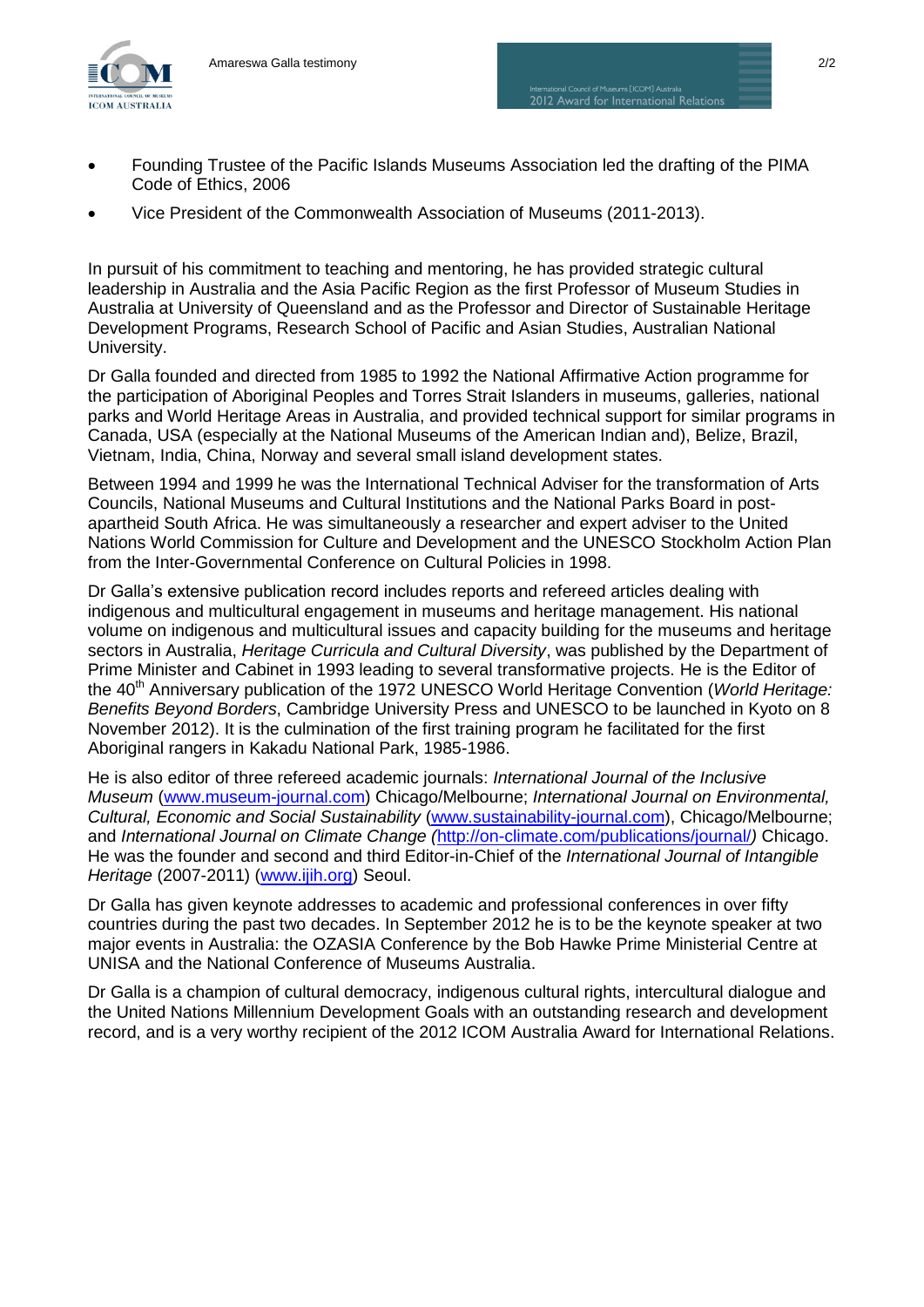- Founding Trustee of the Pacific Islands Museums Association led the drafting of the PIMA Code of Ethics, 2006
- Vice President of the Commonwealth Association of Museums (2011-2013).

In pursuit of his commitment to teaching and mentoring, he has provided strategic cultural leadership in Australia and the Asia Pacific Region as the first Professor of Museum Studies in Australia at University of Queensland and as the Professor and Director of Sustainable Heritage Development Programs, Research School of Pacific and Asian Studies, Australian National University.

Dr Galla founded and directed from 1985 to 1992 the National Affirmative Action programme for the participation of Aboriginal Peoples and Torres Strait Islanders in museums, galleries, national parks and World Heritage Areas in Australia, and provided technical support for similar programs in Canada, USA (especially at the National Museums of the American Indian and), Belize, Brazil, Vietnam, India, China, Norway and several small island development states.

Between 1994 and 1999 he was the International Technical Adviser for the transformation of Arts Councils, National Museums and Cultural Institutions and the National Parks Board in post-apartheid South Africa. He was simultaneously a researcher and expert adviser to the United Nations World Commission for Culture and Development and the UNESCO Stockholm Action Plan from the Inter-Governmental Conference on Cultural Policies in 1998.

Dr Galla's extensive publication record includes reports and refereed articles dealing with indigenous and multicultural engagement in museums and heritage management. His national volume on indigenous and multicultural issues and capacity building for the museums and heritage sectors in Australia, *Heritage Curricula and Cultural Diversity*, was published by the Department of Prime Minister and Cabinet in 1993 leading to several transformative projects. He is the Editor of the 40th Anniversary publication of the 1972 UNESCO World Heritage Convention (*World Heritage: Benefits Beyond Borders*, Cambridge University Press and UNESCO to be launched in Kyoto on 8 November 2012). It is the culmination of the first training program he facilitated for the first Aboriginal rangers in Kakadu National Park, 1985-1986.

He is also editor of three refereed academic journals: *International Journal of the Inclusive Museum* (www.museum-journal.com) Chicago/Melbourne; *International Journal on Environmental, Cultural, Economic and Social Sustainability* (www.sustainability-journal.com), Chicago/Melbourne; and *International Journal on Climate Change (*http://on-climate.com/publications/journal/*)* Chicago. He was the founder and second and third Editor-in-Chief of the *International Journal of Intangible Heritage* (2007-2011) (www.ijih.org) Seoul.

Dr Galla has given keynote addresses to academic and professional conferences in over fifty countries during the past two decades. In September 2012 he is to be the keynote speaker at two major events in Australia: the OZASIA Conference by the Bob Hawke Prime Ministerial Centre at UNISA and the National Conference of Museums Australia.

Dr Galla is a champion of cultural democracy, indigenous cultural rights, intercultural dialogue and the United Nations Millennium Development Goals with an outstanding research and development record, and is a very worthy recipient of the 2012 ICOM Australia Award for International Relations.